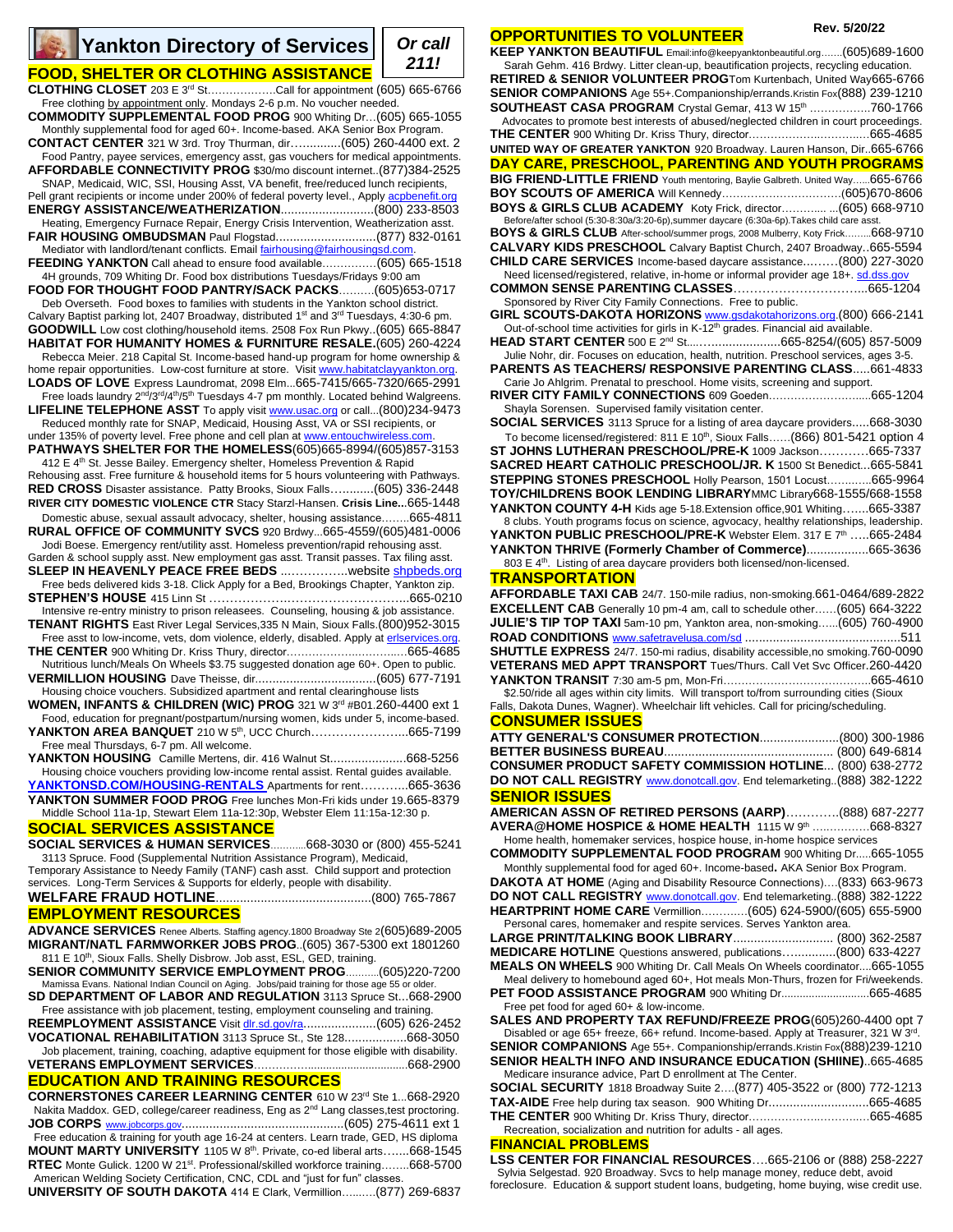# Yankton Directory of Services

***Or call 211!***

Rev. 5/20/22

## FOOD, SHELTER OR CLOTHING ASSISTANCE

**CLOTHING CLOSET** 203 E 3rd St……………….Call for appointment (605) 665-6766
Free clothing by appointment only. Mondays 2-6 p.m. No voucher needed.

**COMMODITY SUPPLEMENTAL FOOD PROG** 900 Whiting Dr…(605) 665-1055
Monthly supplemental food for aged 60+. Income-based. AKA Senior Box Program.

**CONTACT CENTER** 321 W 3rd. Troy Thurman, dir…...........(605) 260-4400 ext. 2
Food Pantry, payee services, emergency asst, gas vouchers for medical appointments.

**AFFORDABLE CONNECTIVITY PROG** $30/mo discount internet..(877)384-2525
SNAP, Medicaid, WIC, SSI, Housing Asst, VA benefit, free/reduced lunch recipients, Pell grant recipients or income under 200% of federal poverty level., Apply acpbenefit.org

**ENERGY ASSISTANCE/WEATHERIZATION**..........................(800) 233-8503
Heating, Emergency Furnace Repair, Energy Crisis Intervention, Weatherization asst.

**FAIR HOUSING OMBUDSMAN** Paul Flogstad............................(877) 832-0161
Mediator with landlord/tenant conflicts. Email fairhousing@fairhousingsd.com.

**FEEDING YANKTON** Call ahead to ensure food available……………(605) 665-1518
4H grounds, 709 Whiting Dr. Food box distributions Tuesdays/Fridays 9:00 am

**FOOD FOR THOUGHT FOOD PANTRY/SACK PACKS**……….(605)653-0717
Deb Overseth. Food boxes to families with students in the Yankton school district. Calvary Baptist parking lot, 2407 Broadway, distributed 1st and 3rd Tuesdays, 4:30-6 pm.

**GOODWILL** Low cost clothing/household items. 2508 Fox Run Pkwy..(605) 665-8847

**HABITAT FOR HUMANITY HOMES & FURNITURE RESALE.**(605) 260-4224
Rebecca Meier. 218 Capital St. Income-based hand-up program for home ownership & home repair opportunities. Low-cost furniture at store. Visit www.habitatclayyankton.org.

**LOADS OF LOVE** Express Laundromat, 2098 Elm...665-7415/665-7320/665-2991
Free loads laundry 2nd/3rd/4th/5th Tuesdays 4-7 pm monthly. Located behind Walgreens.

**LIFELINE TELEPHONE ASST** To apply visit www.usac.org or call...(800)234-9473
Reduced monthly rate for SNAP, Medicaid, Housing Asst, VA or SSI recipients, or under 135% of poverty level. Free phone and cell plan at www.entouchwireless.com.

**PATHWAYS SHELTER FOR THE HOMELESS**(605)665-8994/(605)857-3153
412 E 4th St. Jesse Bailey. Emergency shelter, Homeless Prevention & Rapid Rehousing asst. Free furniture & household items for 5 hours volunteering with Pathways.

**RED CROSS** Disaster assistance. Patty Brooks, Sioux Falls………...(605) 336-2448

**RIVER CITY DOMESTIC VIOLENCE CTR** Stacy Starzl-Hansen. **Crisis Line...**665-1448
Domestic abuse, sexual assault advocacy, shelter, housing assistance……..665-4811

**RURAL OFFICE OF COMMUNITY SVCS** 920 Brdwy...665-4559/(605)481-0006
Jodi Boese. Emergency rent/utility asst. Homeless prevention/rapid rehousing asst. Garden & school supply asst. New employment gas asst. Transit passes. Tax filing asst.

**SLEEP IN HEAVENLY PEACE FREE BEDS** ……………..website shpbeds.org
Free beds delivered kids 3-18. Click Apply for a Bed, Brookings Chapter, Yankton zip.

**STEPHEN'S HOUSE** 415 Linn St …………………………………………...665-0210
Intensive re-entry ministry to prison releasees. Counseling, housing & job assistance.

**TENANT RIGHTS** East River Legal Services,335 N Main, Sioux Falls.(800)952-3015
Free asst to low-income, vets, dom violence, elderly, disabled. Apply at erlservices.org.

**THE CENTER** 900 Whiting Dr. Kriss Thury, director……………………………665-4685
Nutritious lunch/Meals On Wheels $3.75 suggested donation age 60+. Open to public.

**VERMILLION HOUSING** Dave Theisse, dir...................................(605) 677-7191
Housing choice vouchers. Subsidized apartment and rental clearinghouse lists

**WOMEN, INFANTS & CHILDREN (WIC) PROG** 321 W 3rd #B01.260-4400 ext 1
Food, education for pregnant/postpartum/nursing women, kids under 5, income-based.

**YANKTON AREA BANQUET** 210 W 5th, UCC Church……………………..665-7199
Free meal Thursdays, 6-7 pm. All welcome.

**YANKTON HOUSING** Camille Mertens, dir. 416 Walnut St.....................668-5256
Housing choice vouchers providing low-income rental assist. Rental guides available.

**YANKTONSD.COM/HOUSING-RENTALS** Apartments for rent…………665-3636

**YANKTON SUMMER FOOD PROG** Free lunches Mon-Fri kids under 19.665-8379
Middle School 11a-1p, Stewart Elem 11a-12:30p, Webster Elem 11:15a-12:30 p.

## SOCIAL SERVICES ASSISTANCE

**SOCIAL SERVICES & HUMAN SERVICES**…………668-3030 or (800) 455-5241
3113 Spruce. Food (Supplemental Nutrition Assistance Program), Medicaid, Temporary Assistance to Needy Family (TANF) cash asst. Child support and protection services. Long-Term Services & Supports for elderly, people with disability.

**WELFARE FRAUD HOTLINE**............................................(800) 765-7867

## EMPLOYMENT RESOURCES

**ADVANCE SERVICES** Renee Alberts. Staffing agency.1800 Broadway Ste 2(605)689-2005

**MIGRANT/NATL FARMWORKER JOBS PROG**..(605) 367-5300 ext 1801260
811 E 10th, Sioux Falls. Shelly Disbrow. Job asst, ESL, GED, training.

**SENIOR COMMUNITY SERVICE EMPLOYMENT PROG**………..(605)220-7200
Mamissa Evans. National Indian Council on Aging. Jobs/paid training for those age 55 or older.

**SD DEPARTMENT OF LABOR AND REGULATION** 3113 Spruce St...668-2900
Free assistance with job placement, testing, employment counseling and training.

**REEMPLOYMENT ASSISTANCE** Visit dlr.sd.gov/ra.....................(605) 626-2452

**VOCATIONAL REHABILITATION** 3113 Spruce St., Ste 128.................668-3050
Job placement, training, coaching, adaptive equipment for those eligible with disability.

**VETERANS EMPLOYMENT SERVICES**……….........................................668-2900

## EDUCATION AND TRAINING RESOURCES

**CORNERSTONES CAREER LEARNING CENTER** 610 W 23rd Ste 1...668-2920
Nakita Maddox. GED, college/career readiness, Eng as 2nd Lang classes,test proctoring.

**JOB CORPS** www.jobcorps.gov..............................................(605) 275-4611 ext 1
Free education & training for youth age 16-24 at centers. Learn trade, GED, HS diploma

**MOUNT MARTY UNIVERSITY** 1105 W 8th. Private, co-ed liberal arts…….668-1545

**RTEC** Monte Gulick. 1200 W 21st. Professional/skilled workforce training……..668-5700
American Welding Society Certification, CNC, CDL and "just for fun" classes.

**UNIVERSITY OF SOUTH DAKOTA** 414 E Clark, Vermillion……….(877) 269-6837

## OPPORTUNITIES TO VOLUNTEER

**KEEP YANKTON BEAUTIFUL** Email:info@keepyanktonbeautiful.org…….(605)689-1600
Sarah Gehm. 416 Brdwy. Litter clean-up, beautification projects, recycling education.

**RETIRED & SENIOR VOLUNTEER PROG**Tom Kurtenbach, United Way665-6766

**SENIOR COMPANIONS** Age 55+.Companionship/errands.Kristin Fox(888) 239-1210

**SOUTHEAST CASA PROGRAM** Crystal Gemar, 413 W 15th ……………..760-1766
Advocates to promote best interests of abused/neglected children in court proceedings.

**THE CENTER** 900 Whiting Dr. Kriss Thury, director…………………………….665-4685

**UNITED WAY OF GREATER YANKTON** 920 Broadway. Lauren Hanson, Dir..665-6766

## DAY CARE, PRESCHOOL, PARENTING AND YOUTH PROGRAMS

**BIG FRIEND-LITTLE FRIEND** Youth mentoring, Baylie Galbreth. United Way……665-6766

**BOY SCOUTS OF AMERICA** Will Kennedy……………………………(605)670-8606

**BOYS & GIRLS CLUB ACADEMY** Koty Frick, director…………. ...(605) 668-9710
Before/after school (5:30-8:30a/3:20-6p),summer daycare (6:30a-6p).Takes child care asst.

**BOYS & GIRLS CLUB** After-school/summer progs, 2008 Mulberry, Koty Frick………668-9710

**CALVARY KIDS PRESCHOOL** Calvary Baptist Church, 2407 Broadway..665-5594

**CHILD CARE SERVICES** Income-based daycare assistance...……(800) 227-3020
Need licensed/registered, relative, in-home or informal provider age 18+. sd.dss.gov

**COMMON SENSE PARENTING CLASSES**…………………………...665-1204
Sponsored by River City Family Connections. Free to public.

**GIRL SCOUTS-DAKOTA HORIZONS** www.gsdakotahorizons.org.(800) 666-2141
Out-of-school time activities for girls in K-12th grades. Financial aid available.

**HEAD START CENTER** 500 E 2nd St...….....................665-8254/(605) 857-5009
Julie Nohr, dir. Focuses on education, health, nutrition. Preschool services, ages 3-5.

**PARENTS AS TEACHERS/ RESPONSIVE PARENTING CLASS**.....661-4833
Carie Jo Ahlgrim. Prenatal to preschool. Home visits, screening and support.

**RIVER CITY FAMILY CONNECTIONS** 609 Goeden…………………..…..665-1204
Shayla Sorensen. Supervised family visitation center.

**SOCIAL SERVICES** 3113 Spruce for a listing of area daycare providers.....668-3030
To become licensed/registered: 811 E 10th, Sioux Falls……(866) 801-5421 option 4

**ST JOHNS LUTHERAN PRESCHOOL/PRE-K** 1009 Jackson…………665-7337

**SACRED HEART CATHOLIC PRESCHOOL/JR. K** 1500 St Benedict...665-5841

**STEPPING STONES PRESCHOOL** Holly Pearson, 1501 Locust…….......665-9964

**TOY/CHILDRENS BOOK LENDING LIBRARY**MMC Library668-1555/668-1558

**YANKTON COUNTY 4-H** Kids age 5-18.Extension office,901 Whiting…….665-3387
8 clubs. Youth programs focus on science, agvocacy, healthy relationships, leadership.

**YANKTON PUBLIC PRESCHOOL/PRE-K** Webster Elem. 317 E 7th …..665-2484

**YANKTON THRIVE (Formerly Chamber of Commerce)**.................665-3636
803 E 4th. Listing of area daycare providers both licensed/non-licensed.

## TRANSPORTATION

**AFFORDABLE TAXI CAB** 24/7. 150-mile radius, non-smoking.661-0464/689-2822

**EXCELLENT CAB** Generally 10 pm-4 am, call to schedule other……(605) 664-3222

**JULIE'S TIP TOP TAXI** 5am-10 pm, Yankton area, non-smoking…...(605) 760-4900

**ROAD CONDITIONS** www.safetravelusa.com/sd ............................................511

**SHUTTLE EXPRESS** 24/7. 150-mi radius, disability accessible,no smoking.760-0090

**VETERANS MED APPT TRANSPORT** Tues/Thurs. Call Vet Svc Officer.260-4420

**YANKTON TRANSIT** 7:30 am-5 pm, Mon-Fri…………………………………..665-4610
$2.50/ride all ages within city limits. Will transport to/from surrounding cities (Sioux Falls, Dakota Dunes, Wagner). Wheelchair lift vehicles. Call for pricing/scheduling.

## CONSUMER ISSUES

**ATTY GENERAL'S CONSUMER PROTECTION**.......................(800) 300-1986

**BETTER BUSINESS BUREAU**................................................ (800) 649-6814

**CONSUMER PRODUCT SAFETY COMMISSION HOTLINE**... (800) 638-2772

**DO NOT CALL REGISTRY** www.donotcall.gov. End telemarketing..(888) 382-1222

## SENIOR ISSUES

**AMERICAN ASSN OF RETIRED PERSONS (AARP)**…………(888) 687-2277

**AVERA@HOME HOSPICE & HOME HEALTH** 1115 W 9th ……………668-8327
Home health, homemaker services, hospice house, in-home hospice services

**COMMODITY SUPPLEMENTAL FOOD PROGRAM** 900 Whiting Dr.....665-1055
Monthly supplemental food for aged 60+. Income-based**.** AKA Senior Box Program.

**DAKOTA AT HOME** (Aging and Disability Resource Connections)….(833) 663-9673

**DO NOT CALL REGISTRY** www.donotcall.gov. End telemarketing..(888) 382-1222

**HEARTPRINT HOME CARE** Vermillion………….(605) 624-5900/(605) 655-5900
Personal cares, homemaker and respite services. Serves Yankton area.

**LARGE PRINT/TALKING BOOK LIBRARY**............................ (800) 362-2587

**MEDICARE HOTLINE** Questions answered, publications…...........(800) 633-4227

**MEALS ON WHEELS** 900 Whiting Dr. Call Meals On Wheels coordinator....665-1055
Meal delivery to homebound aged 60+, Hot meals Mon-Thurs, frozen for Fri/weekends.

**PET FOOD ASSISTANCE PROGRAM** 900 Whiting Dr............................665-4685
Free pet food for aged 60+ & low-income.

**SALES AND PROPERTY TAX REFUND/FREEZE PROG**(605)260-4400 opt 7
Disabled or age 65+ freeze, 66+ refund. Income-based. Apply at Treasurer, 321 W 3rd.

**SENIOR COMPANIONS** Age 55+. Companionship/errands.Kristin Fox(888)239-1210

**SENIOR HEALTH INFO AND INSURANCE EDUCATION (SHIINE)**..665-4685
Medicare insurance advice, Part D enrollment at The Center.

**SOCIAL SECURITY** 1818 Broadway Suite 2….(877) 405-3522 or (800) 772-1213

**TAX-AIDE** Free help during tax season. 900 Whiting Dr............................665-4685

**THE CENTER** 900 Whiting Dr. Kriss Thury, director…………………………...665-4685
Recreation, socialization and nutrition for adults - all ages.

## FINANCIAL PROBLEMS

**LSS CENTER FOR FINANCIAL RESOURCES**….665-2106 or (888) 258-2227
Sylvia Selgestad. 920 Broadway. Svcs to help manage money, reduce debt, avoid foreclosure. Education & support student loans, budgeting, home buying, wise credit use.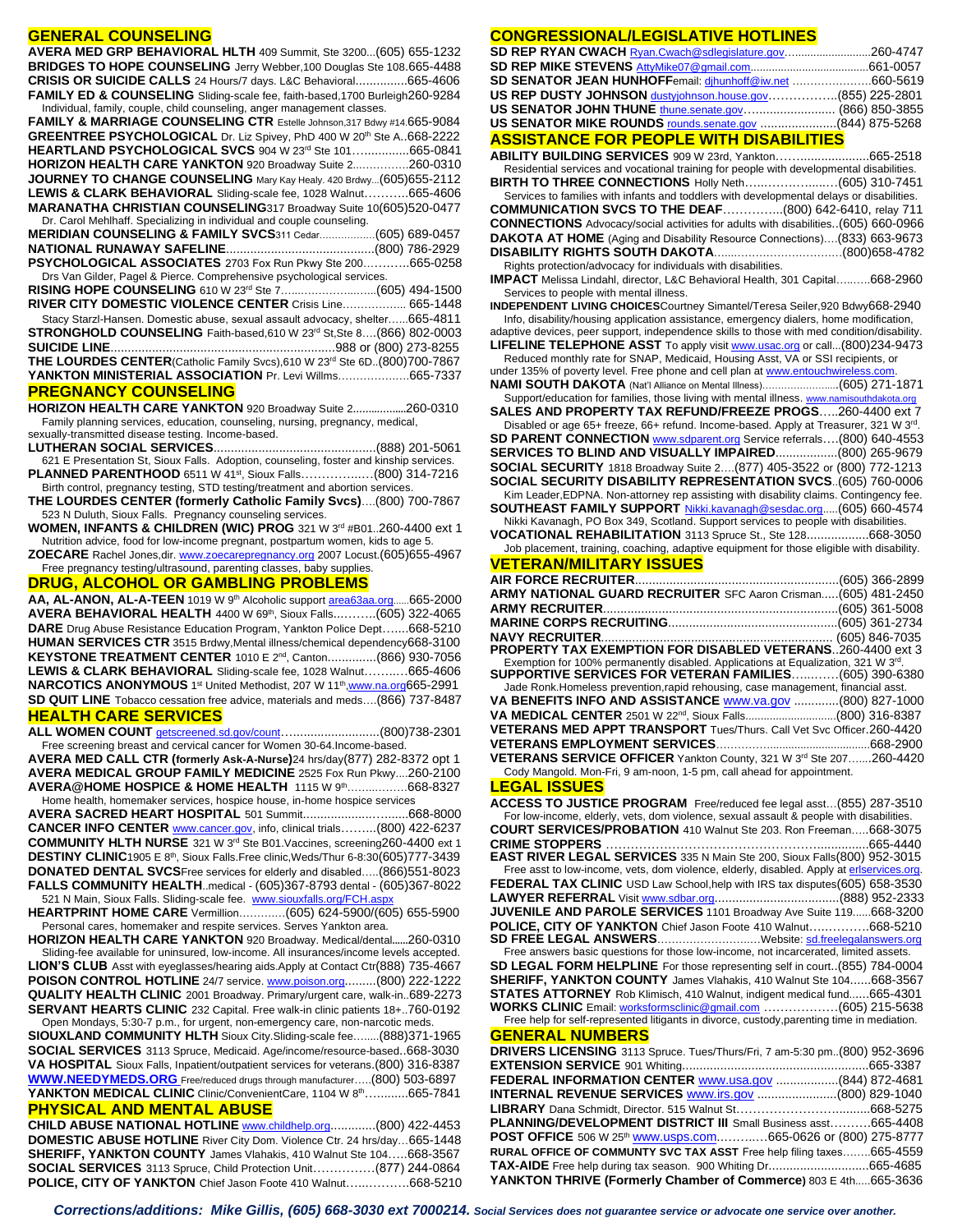## GENERAL COUNSELING

**AVERA MED GRP BEHAVIORAL HLTH** 409 Summit, Ste 3200...(605) 655-1232
**BRIDGES TO HOPE COUNSELING** Jerry Webber,100 Douglas Ste 108.665-4488
**CRISIS OR SUICIDE CALLS** 24 Hours/7 days. L&C Behavioral...............665-4606
**FAMILY ED & COUNSELING** Sliding-scale fee, faith-based,1700 Burleigh260-9284
Individual, family, couple, child counseling, anger management classes.
**FAMILY & MARRIAGE COUNSELING CTR** Estelle Johnson,317 Bdwy #14.665-9084
**GREENTREE PSYCHOLOGICAL** Dr. Liz Spivey, PhD 400 W 20th Ste A..668-2222
**HEARTLAND PSYCHOLOGICAL SVCS** 904 W 23rd Ste 101…..............665-0841
**HORIZON HEALTH CARE YANKTON** 920 Broadway Suite 2...............260-0310
**JOURNEY TO CHANGE COUNSELING** Mary Kay Healy. 420 Brdwy...(605)655-2112
**LEWIS & CLARK BEHAVIORAL** Sliding-scale fee, 1028 Walnut………..665-4606
**MARANATHA CHRISTIAN COUNSELING**317 Broadway Suite 10(605)520-0477
Dr. Carol Mehlhaff. Specializing in individual and couple counseling.
**MERIDIAN COUNSELING & FAMILY SVCS**311 Cedar..................(605) 689-0457
**NATIONAL RUNAWAY SAFELINE**..........................................(800) 786-2929
**PSYCHOLOGICAL ASSOCIATES** 2703 Fox Run Pkwy Ste 200…………665-0258
Drs Van Gilder, Pagel & Pierce. Comprehensive psychological services.
**RISING HOPE COUNSELING** 610 W 23rd Ste 7…......................(605) 494-1500
**RIVER CITY DOMESTIC VIOLENCE CENTER** Crisis Line…………….. 665-1448
Stacy Starzl-Hansen. Domestic abuse, sexual assault advocacy, shelter......665-4811
**STRONGHOLD COUNSELING** Faith-based,610 W 23rd St,Ste 8….(866) 802-0003
**SUICIDE LINE**.................................................................988 or (800) 273-8255
**THE LOURDES CENTER**(Catholic Family Svcs),610 W 23rd Ste 6D..(800)700-7867
**YANKTON MINISTERIAL ASSOCIATION** Pr. Levi Willms……………….665-7337

## PREGNANCY COUNSELING

**HORIZON HEALTH CARE YANKTON** 920 Broadway Suite 2.................260-0310
Family planning services, education, counseling, nursing, pregnancy, medical, sexually-transmitted disease testing. Income-based.
**LUTHERAN SOCIAL SERVICES**...............................................(888) 201-5061
621 E Presentation St, Sioux Falls. Adoption, counseling, foster and kinship services.
**PLANNED PARENTHOOD** 6511 W 41st, Sioux Falls……………..…(800) 314-7216
Birth control, pregnancy testing, STD testing/treatment and abortion services.
**THE LOURDES CENTER (formerly Catholic Family Svcs)**….(800) 700-7867
523 N Duluth, Sioux Falls. Pregnancy counseling services.
**WOMEN, INFANTS & CHILDREN (WIC) PROG** 321 W 3rd #B01..260-4400 ext 1
Nutrition advice, food for low-income pregnant, postpartum women, kids to age 5.
**ZOECARE** Rachel Jones,dir. www.zoecarepregnancy.org 2007 Locust.(605)655-4967
Free pregnancy testing/ultrasound, parenting classes, baby supplies.

## DRUG, ALCOHOL OR GAMBLING PROBLEMS

**AA, AL-ANON, AL-A-TEEN** 1019 W 9th Alcoholic support area63aa.org......665-2000
**AVERA BEHAVIORAL HEALTH** 4400 W 69th, Sioux Falls..……..(605) 322-4065
**DARE** Drug Abuse Resistance Education Program, Yankton Police Dept…....668-5210
**HUMAN SERVICES CTR** 3515 Brdwy,Mental illness/chemical dependency668-3100
**KEYSTONE TREATMENT CENTER** 1010 E 2nd, Canton..............(866) 930-7056
**LEWIS & CLARK BEHAVIORAL** Sliding-scale fee, 1028 Walnut……..…665-4606
**NARCOTICS ANONYMOUS** 1st United Methodist, 207 W 11th,www.na.org665-2991
**SD QUIT LINE** Tobacco cessation free advice, materials and meds….(866) 737-8487

## HEALTH CARE SERVICES

**ALL WOMEN COUNT** getscreened.sd.gov/count…........................(800)738-2301
Free screening breast and cervical cancer for Women 30-64.Income-based.
**AVERA MED CALL CTR (formerly Ask-A-Nurse)**24 hrs/day(877) 282-8372 opt 1
**AVERA MEDICAL GROUP FAMILY MEDICINE** 2525 Fox Run Pkwy....260-2100
**AVERA@HOME HOSPICE & HOME HEALTH** 1115 W 9th……...……668-8327
Home health, homemaker services, hospice house, in-home hospice services
**AVERA SACRED HEART HOSPITAL** 501 Summit...............….…......668-8000
**CANCER INFO CENTER** www.cancer.gov, info, clinical trials……...(800) 422-6237
**COMMUNITY HLTH NURSE** 321 W 3rd Ste B01.Vaccines, screening260-4400 ext 1
**DESTINY CLINIC**1905 E 8th, Sioux Falls.Free clinic,Weds/Thur 6-8:30(605)777-3439
**DONATED DENTAL SVCS**Free services for elderly and disabled…..(866)551-8023
**FALLS COMMUNITY HEALTH**..medical - (605)367-8793 dental - (605)367-8022
521 N Main, Sioux Falls. Sliding-scale fee. www.siouxfalls.org/FCH.aspx
**HEARTPRINT HOME CARE** Vermillion…………(605) 624-5900/(605) 655-5900
Personal cares, homemaker and respite services. Serves Yankton area.
**HORIZON HEALTH CARE YANKTON** 920 Broadway. Medical/dental......260-0310
Sliding-fee available for uninsured, low-income. All insurances/income levels accepted.
**LION'S CLUB** Asst with eyeglasses/hearing aids.Apply at Contact Ctr(888) 735-4667
**POISON CONTROL HOTLINE** 24/7 service. www.poison.org.........(800) 222-1222
**QUALITY HEALTH CLINIC** 2001 Broadway. Primary/urgent care, walk-in..689-2273
**SERVANT HEARTS CLINIC** 232 Capital. Free walk-in clinic patients 18+..760-0192
Open Mondays, 5:30-7 p.m., for urgent, non-emergency care, non-narcotic meds.
**SIOUXLAND COMMUNITY HLTH** Sioux City.Sliding-scale fee.......(888)371-1965
**SOCIAL SERVICES** 3113 Spruce, Medicaid. Age/income/resource-based..668-3030
**VA HOSPITAL** Sioux Falls, Inpatient/outpatient services for veterans.(800) 316-8387
**WWW.NEEDYMEDS.ORG** Free/reduced drugs through manufacturer…..(800) 503-6897
**YANKTON MEDICAL CLINIC** Clinic/ConvenientCare, 1104 W 8th…..........665-7841

## PHYSICAL AND MENTAL ABUSE

**CHILD ABUSE NATIONAL HOTLINE** www.childhelp.org.............(800) 422-4453
**DOMESTIC ABUSE HOTLINE** River City Dom. Violence Ctr. 24 hrs/day…665-1448
**SHERIFF, YANKTON COUNTY** James Vlahakis, 410 Walnut Ste 104…..668-3567
**SOCIAL SERVICES** 3113 Spruce, Child Protection Unit……………(877) 244-0864
**POLICE, CITY OF YANKTON** Chief Jason Foote 410 Walnut…..……….668-5210

## CONGRESSIONAL/LEGISLATIVE HOTLINES

**SD REP RYAN CWACH** Ryan.Cwach@sdlegislature.gov...........................260-4747
**SD REP MIKE STEVENS** AttyMike07@gmail.com......................................661-0057
**SD SENATOR JEAN HUNHOFF**email: djhunhoff@iw.net …………………660-5619
**US REP DUSTY JOHNSON** dustyjohnson.house.gov……………..(855) 225-2801
**US SENATOR JOHN THUNE** thune.senate.gov……….............…. (866) 850-3855
**US SENATOR MIKE ROUNDS** rounds.senate.gov .....................(844) 875-5268

## ASSISTANCE FOR PEOPLE WITH DISABILITIES

**ABILITY BUILDING SERVICES** 909 W 23rd, Yankton……......................665-2518
Residential services and vocational training for people with developmental disabilities.
**BIRTH TO THREE CONNECTIONS** Holly Neth……..……….…..…(605) 310-7451
Services to families with infants and toddlers with developmental delays or disabilities.
**COMMUNICATION SVCS TO THE DEAF**…………...(800) 642-6410, relay 711
**CONNECTIONS** Advocacy/social activities for adults with disabilities..(605) 660-0966
**DAKOTA AT HOME** (Aging and Disability Resource Connections)….(833) 663-9673
**DISABILITY RIGHTS SOUTH DAKOTA**……...……...………………(800)658-4782
Rights protection/advocacy for individuals with disabilities.
**IMPACT** Melissa Lindahl, director, L&C Behavioral Health, 301 Capital….......668-2960
Services to people with mental illness.
**INDEPENDENT LIVING CHOICES**Courtney Simantel/Teresa Seiler,920 Bdwy668-2940
Info, disability/housing application assistance, emergency dialers, home modification, adaptive devices, peer support, independence skills to those with med condition/disability.
**LIFELINE TELEPHONE ASST** To apply visit www.usac.org or call...(800)234-9473
Reduced monthly rate for SNAP, Medicaid, Housing Asst, VA or SSI recipients, or under 135% of poverty level. Free phone and cell plan at www.entouchwireless.com.
**NAMI SOUTH DAKOTA** (Nat'l Alliance on Mental Illness)........................(605) 271-1871
Support/education for families, those living with mental illness. www.namisouthdakota.org
**SALES AND PROPERTY TAX REFUND/FREEZE PROGS**…..260-4400 ext 7
Disabled or age 65+ freeze, 66+ refund. Income-based. Apply at Treasurer, 321 W 3rd.
**SD PARENT CONNECTION** www.sdparent.org Service referrals….(800) 640-4553
**SERVICES TO BLIND AND VISUALLY IMPAIRED**..................(800) 265-9679
**SOCIAL SECURITY** 1818 Broadway Suite 2….(877) 405-3522 or (800) 772-1213
**SOCIAL SECURITY DISABILITY REPRESENTATION SVCS**..(605) 760-0006
Kim Leader,EDPNA. Non-attorney rep assisting with disability claims. Contingency fee.
**SOUTHEAST FAMILY SUPPORT** Nikki.kavanagh@sesdac.org.....(605) 660-4574
Nikki Kavanagh, PO Box 349, Scotland. Support services to people with disabilities.
**VOCATIONAL REHABILITATION** 3113 Spruce St., Ste 128..................668-3050
Job placement, training, coaching, adaptive equipment for those eligible with disability.

## VETERAN/MILITARY ISSUES

**AIR FORCE RECRUITER**...........................................................(605) 366-2899
**ARMY NATIONAL GUARD RECRUITER** SFC Aaron Crisman.....(605) 481-2450
**ARMY RECRUITER**...................................................................(605) 361-5008
**MARINE CORPS RECRUITING**................................................(605) 361-2734
**NAVY RECRUITER**.................................................................. (605) 846-7035
**PROPERTY TAX EXEMPTION FOR DISABLED VETERANS**..260-4400 ext 3
Exemption for 100% permanently disabled. Applications at Equalization, 321 W 3rd.
**SUPPORTIVE SERVICES FOR VETERAN FAMILIES**…..……(605) 390-6380
Jade Ronk.Homeless prevention,rapid rehousing, case management, financial asst.
**VA BENEFITS INFO AND ASSISTANCE** www.va.gov .............(800) 827-1000
**VA MEDICAL CENTER** 2501 W 22nd, Sioux Falls...........................(800) 316-8387
**VETERANS MED APPT TRANSPORT** Tues/Thurs. Call Vet Svc Officer.260-4420
**VETERANS EMPLOYMENT SERVICES**…...........................................668-2900
**VETERANS SERVICE OFFICER** Yankton County, 321 W 3rd Ste 207.......260-4420
Cody Mangold. Mon-Fri, 9 am-noon, 1-5 pm, call ahead for appointment.

## LEGAL ISSUES

**ACCESS TO JUSTICE PROGRAM** Free/reduced fee legal asst…(855) 287-3510
For low-income, elderly, vets, dom violence, sexual assault & people with disabilities.
**COURT SERVICES/PROBATION** 410 Walnut Ste 203. Ron Freeman…..668-3075
**CRIME STOPPERS** ……………………………………………..............665-4440
**EAST RIVER LEGAL SERVICES** 335 N Main Ste 200, Sioux Falls(800) 952-3015
Free asst to low-income, vets, dom violence, elderly, disabled. Apply at erlservices.org.
**FEDERAL TAX CLINIC** USD Law School,help with IRS tax disputes(605) 658-3530
**LAWYER REFERRAL** Visit www.sdbar.org...................................(888) 952-2333
**JUVENILE AND PAROLE SERVICES** 1101 Broadway Ave Suite 119......668-3200
**POLICE, CITY OF YANKTON** Chief Jason Foote 410 Walnut………….668-5210
**SD FREE LEGAL ANSWERS**…………….……....Website: sd.freelegalanswers.org
Free answers basic questions for those low-income, not incarcerated, limited assets.
**SD LEGAL FORM HELPLINE** For those representing self in court..(855) 784-0004
**SHERIFF, YANKTON COUNTY** James Vlahakis, 410 Walnut Ste 104......668-3567
**STATES ATTORNEY** Rob Klimisch, 410 Walnut, indigent medical fund......665-4301
**WORKS CLINIC** Email: worksformsclinic@gmail.com ………………(605) 215-5638
Free help for self-represented litigants in divorce, custody,parenting time in mediation.

## GENERAL NUMBERS

**DRIVERS LICENSING** 3113 Spruce. Tues/Thurs/Fri, 7 am-5:30 pm..(800) 952-3696
**EXTENSION SERVICE** 901 Whiting.....................................................665-3387
**FEDERAL INFORMATION CENTER** www.usa.gov ..................(844) 872-4681
**INTERNAL REVENUE SERVICES** www.irs.gov .......................(800) 829-1040
**LIBRARY** Dana Schmidt, Director. 515 Walnut St.……………………..........668-5275
**PLANNING/DEVELOPMENT DISTRICT III** Small Business asst.………665-4408
**POST OFFICE** 506 W 25th www.usps.com.………..665-0626 or (800) 275-8777
**RURAL OFFICE OF COMMUNITY SVC TAX ASST** Free help filing taxes……..665-4559
**TAX-AIDE** Free help during tax season. 900 Whiting Dr.............................665-4685
**YANKTON THRIVE (Formerly Chamber of Commerce)** 803 E 4th.....665-3636

***Corrections/additions: Mike Gillis, (605) 668-3030 ext 7000214.** Social Services does not guarantee service or advocate one service over another.*